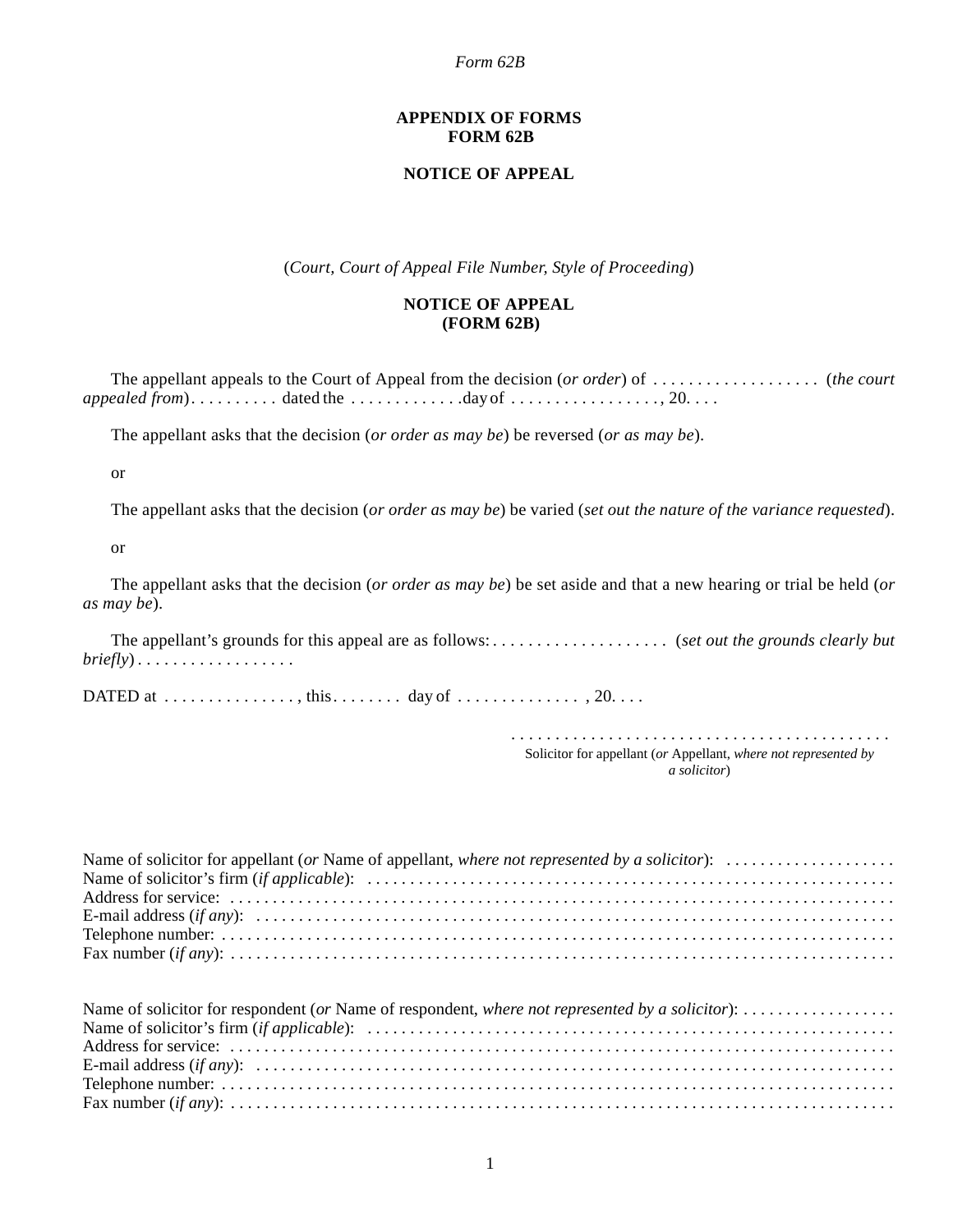**APPENDIX OF FORMS**
**FORM 62B**

**NOTICE OF APPEAL**

(*Court, Court of Appeal File Number, Style of Proceeding*)

**NOTICE OF APPEAL**
**(FORM 62B)**

The appellant appeals to the Court of Appeal from the decision (*or order*) of . . . . . . . . . . . . . . . . . . . (*the court appealed from*) . . . . . . . . . . dated the . . . . . . . . . . . . .day of . . . . . . . . . . . . . . . . . , 20. . . .

The appellant asks that the decision (*or order as may be*) be reversed (*or as may be*).

or

The appellant asks that the decision (*or order as may be*) be varied (*set out the nature of the variance requested*).

or

The appellant asks that the decision (*or order as may be*) be set aside and that a new hearing or trial be held (*or as may be*).

The appellant's grounds for this appeal are as follows: . . . . . . . . . . . . . . . . . . . . (*set out the grounds clearly but briefly*) . . . . . . . . . . . . . . . . . .

DATED at . . . . . . . . . . . . . . . , this . . . . . . . . day of . . . . . . . . . . . . . . , 20. . . .

. . . . . . . . . . . . . . . . . . . . . . . . . . . . . . . . . . . . . . . . . . .
Solicitor for appellant (*or* Appellant, *where not represented by a solicitor*)

Name of solicitor for appellant (*or* Name of appellant, *where not represented by a solicitor*): . . . . . . . . . . . . . . . . . . . .
Name of solicitor's firm (*if applicable*): . . . . . . . . . . . . . . . . . . . . . . . . . . . . . . . . . . . . . . . . . . . . . . . . . . . . . . . . . . . . . .
Address for service: . . . . . . . . . . . . . . . . . . . . . . . . . . . . . . . . . . . . . . . . . . . . . . . . . . . . . . . . . . . . . . . . . . . . . . . . . . .
E-mail address (*if any*): . . . . . . . . . . . . . . . . . . . . . . . . . . . . . . . . . . . . . . . . . . . . . . . . . . . . . . . . . . . . . . . . . . . . . . . .
Telephone number: . . . . . . . . . . . . . . . . . . . . . . . . . . . . . . . . . . . . . . . . . . . . . . . . . . . . . . . . . . . . . . . . . . . . . . . . . . .
Fax number (*if any*): . . . . . . . . . . . . . . . . . . . . . . . . . . . . . . . . . . . . . . . . . . . . . . . . . . . . . . . . . . . . . . . . . . . . . . . . . .

Name of solicitor for respondent (*or* Name of respondent, *where not represented by a solicitor*): . . . . . . . . . . . . . . . . . .
Name of solicitor's firm (*if applicable*): . . . . . . . . . . . . . . . . . . . . . . . . . . . . . . . . . . . . . . . . . . . . . . . . . . . . . . . . . . . . . .
Address for service: . . . . . . . . . . . . . . . . . . . . . . . . . . . . . . . . . . . . . . . . . . . . . . . . . . . . . . . . . . . . . . . . . . . . . . . . . . .
E-mail address (*if any*): . . . . . . . . . . . . . . . . . . . . . . . . . . . . . . . . . . . . . . . . . . . . . . . . . . . . . . . . . . . . . . . . . . . . . . . .
Telephone number: . . . . . . . . . . . . . . . . . . . . . . . . . . . . . . . . . . . . . . . . . . . . . . . . . . . . . . . . . . . . . . . . . . . . . . . . . . .
Fax number (*if any*): . . . . . . . . . . . . . . . . . . . . . . . . . . . . . . . . . . . . . . . . . . . . . . . . . . . . . . . . . . . . . . . . . . . . . . . . . .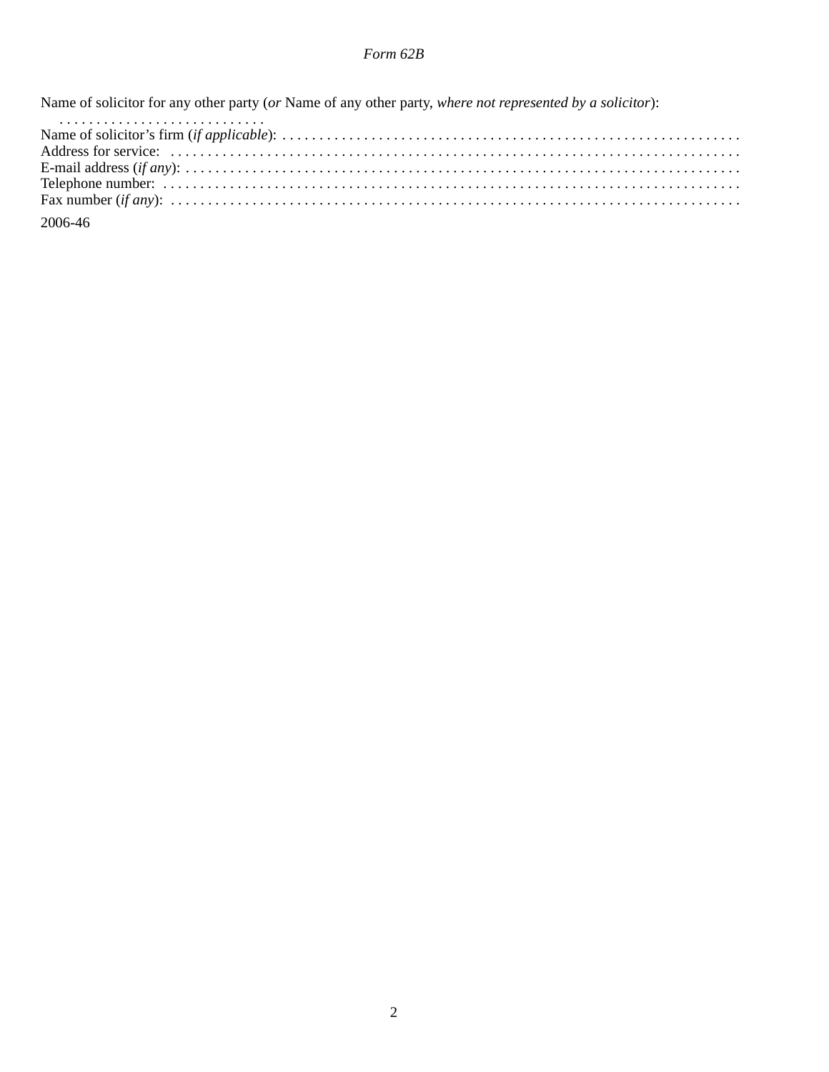Name of solicitor for any other party (*or* Name of any other party, *where not represented by a solicitor*): . . . . . . . . . . . . . . . . . . . . . . . . . . . .

Name of solicitor’s firm (*if applicable*): . . . . . . . . . . . . . . . . . . . . . . . . . . . . . . . . . . . . . . . . . . . . . . . . . . . . . . . . . . . . . .

Address for service: . . . . . . . . . . . . . . . . . . . . . . . . . . . . . . . . . . . . . . . . . . . . . . . . . . . . . . . . . . . . . . . . . . . . . . . . . . .

E-mail address (*if any*): . . . . . . . . . . . . . . . . . . . . . . . . . . . . . . . . . . . . . . . . . . . . . . . . . . . . . . . . . . . . . . . . . . . . . . . . .

Telephone number: . . . . . . . . . . . . . . . . . . . . . . . . . . . . . . . . . . . . . . . . . . . . . . . . . . . . . . . . . . . . . . . . . . . . . . . . . . . . .

Fax number (*if any*): . . . . . . . . . . . . . . . . . . . . . . . . . . . . . . . . . . . . . . . . . . . . . . . . . . . . . . . . . . . . . . . . . . . . . . . . . . .

2006-46